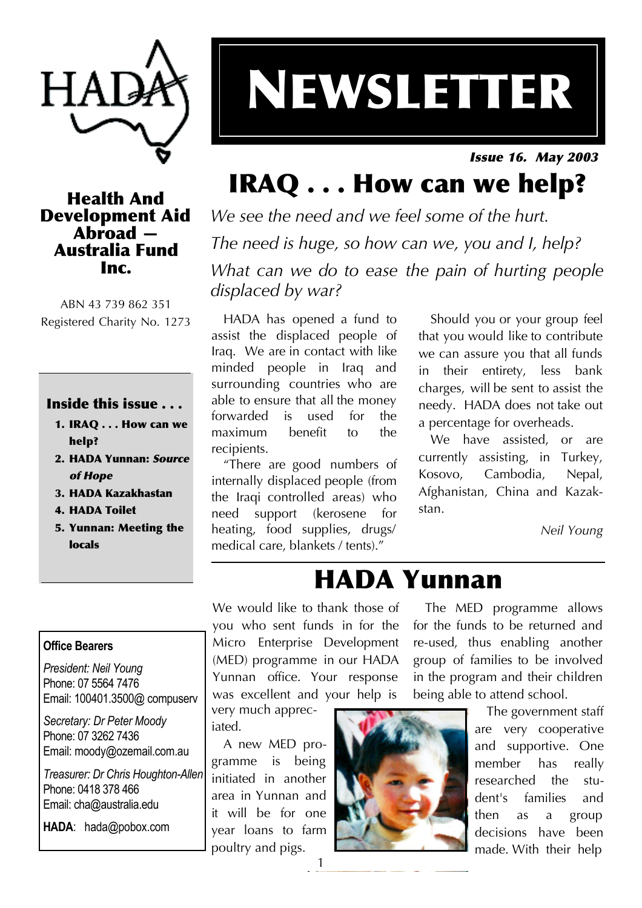# NEWSLETTER

***Issue 16. May 2003***

**Health And Development Aid Abroad — Australia Fund Inc.**

ABN 43 739 862 351
Registered Charity No. 1273

**Inside this issue . . .**

1. **IRAQ . . . How can we help?**
2. **HADA Yunnan: *Source of Hope***
3. **HADA Kazakhastan**
4. **HADA Toilet**
5. **Yunnan: Meeting the locals**

**Office Bearers**

*President: Neil Young*
Phone: 07 5564 7476
Email: 100401.3500@ compuserv

*Secretary: Dr Peter Moody*
Phone: 07 3262 7436
Email: moody@ozemail.com.au

*Treasurer: Dr Chris Houghton-Allen*
Phone: 0418 378 466
Email: cha@australia.edu

**HADA**: hada@pobox.com

## IRAQ . . . How can we help?

*We see the need and we feel some of the hurt.*

*The need is huge, so how can we, you and I, help?*

*What can we do to ease the pain of hurting people displaced by war?*

HADA has opened a fund to assist the displaced people of Iraq. We are in contact with like minded people in Iraq and surrounding countries who are able to ensure that all the money forwarded is used for the maximum benefit to the recipients.

"There are good numbers of internally displaced people (from the Iraqi controlled areas) who need support (kerosene for heating, food supplies, drugs/ medical care, blankets / tents)."

Should you or your group feel that you would like to contribute we can assure you that all funds in their entirety, less bank charges, will be sent to assist the needy. HADA does not take out a percentage for overheads.

We have assisted, or are currently assisting, in Turkey, Kosovo, Cambodia, Nepal, Afghanistan, China and Kazakstan.

*Neil Young*

## HADA Yunnan

We would like to thank those of you who sent funds in for the Micro Enterprise Development (MED) programme in our HADA Yunnan office. Your response was excellent and your help is very much appreciated.

A new MED programme is being initiated in another area in Yunnan and it will be for one year loans to farm poultry and pigs.

The MED programme allows for the funds to be returned and re-used, thus enabling another group of families to be involved in the program and their children being able to attend school.

The government staff are very cooperative and supportive. One member has really researched the student's families and then as a group decisions have been made. With their help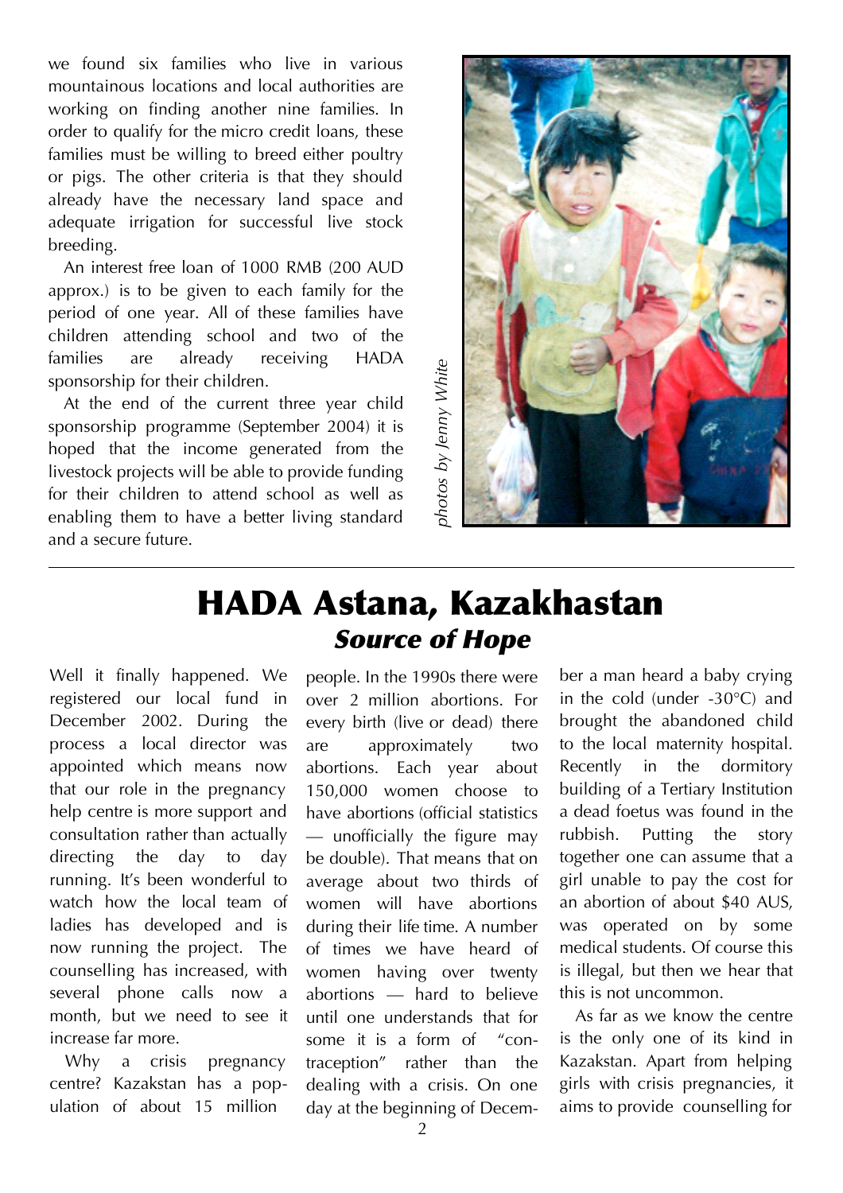we found six families who live in various mountainous locations and local authorities are working on finding another nine families. In order to qualify for the micro credit loans, these families must be willing to breed either poultry or pigs. The other criteria is that they should already have the necessary land space and adequate irrigation for successful live stock breeding.

An interest free loan of 1000 RMB (200 AUD approx.) is to be given to each family for the period of one year. All of these families have children attending school and two of the families are already receiving HADA sponsorship for their children.

At the end of the current three year child sponsorship programme (September 2004) it is hoped that the income generated from the livestock projects will be able to provide funding for their children to attend school as well as enabling them to have a better living standard and a secure future.

*photos by Jenny White*

# HADA Astana, Kazakhastan

## *Source of Hope*

Well it finally happened. We registered our local fund in December 2002. During the process a local director was appointed which means now that our role in the pregnancy help centre is more support and consultation rather than actually directing the day to day running. It's been wonderful to watch how the local team of ladies has developed and is now running the project. The counselling has increased, with several phone calls now a month, but we need to see it increase far more.

Why a crisis pregnancy centre? Kazakstan has a population of about 15 million people. In the 1990s there were over 2 million abortions. For every birth (live or dead) there are approximately two abortions. Each year about 150,000 women choose to have abortions (official statistics — unofficially the figure may be double). That means that on average about two thirds of women will have abortions during their life time. A number of times we have heard of women having over twenty abortions — hard to believe until one understands that for some it is a form of "contraception" rather than the dealing with a crisis. On one day at the beginning of December a man heard a baby crying in the cold (under -30°C) and brought the abandoned child to the local maternity hospital. Recently in the dormitory building of a Tertiary Institution a dead foetus was found in the rubbish. Putting the story together one can assume that a girl unable to pay the cost for an abortion of about $40 AUS, was operated on by some medical students. Of course this is illegal, but then we hear that this is not uncommon.

As far as we know the centre is the only one of its kind in Kazakhstan. Apart from helping girls with crisis pregnancies, it aims to provide counselling for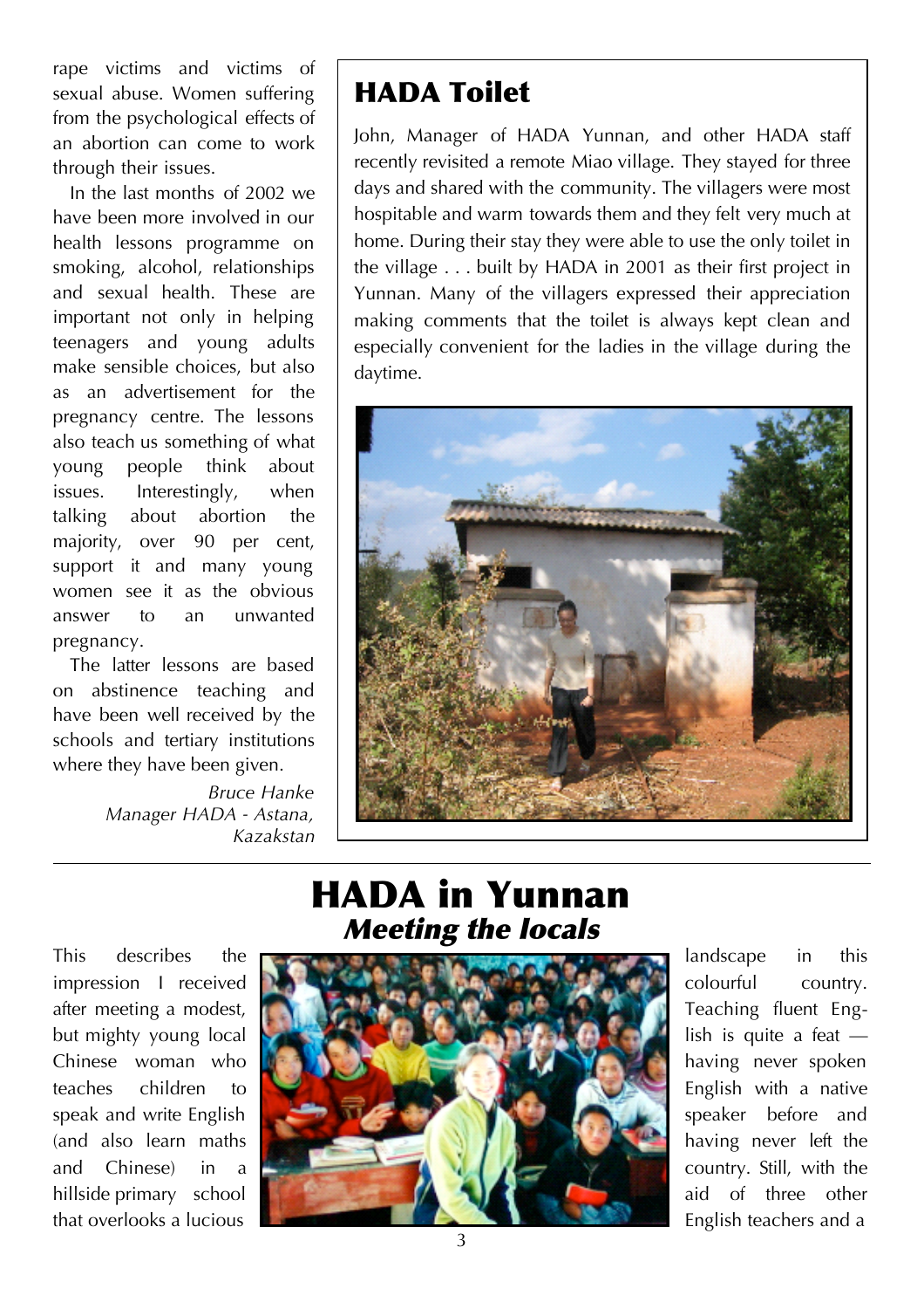rape victims and victims of sexual abuse. Women suffering from the psychological effects of an abortion can come to work through their issues.

In the last months of 2002 we have been more involved in our health lessons programme on smoking, alcohol, relationships and sexual health. These are important not only in helping teenagers and young adults make sensible choices, but also as an advertisement for the pregnancy centre. The lessons also teach us something of what young people think about issues. Interestingly, when talking about abortion the majority, over 90 per cent, support it and many young women see it as the obvious answer to an unwanted pregnancy.

The latter lessons are based on abstinence teaching and have been well received by the schools and tertiary institutions where they have been given.

*Bruce Hanke*
*Manager HADA - Astana, Kazakstan*

## HADA Toilet

John, Manager of HADA Yunnan, and other HADA staff recently revisited a remote Miao village. They stayed for three days and shared with the community. The villagers were most hospitable and warm towards them and they felt very much at home. During their stay they were able to use the only toilet in the village . . . built by HADA in 2001 as their first project in Yunnan. Many of the villagers expressed their appreciation making comments that the toilet is always kept clean and especially convenient for the ladies in the village during the daytime.

# HADA in Yunnan

## *Meeting the locals*

This describes the impression I received after meeting a modest, but mighty young local Chinese woman who teaches children to speak and write English (and also learn maths and Chinese) in a hillside primary school that overlooks a lucious landscape in this colourful country. Teaching fluent English is quite a feat — having never spoken English with a native speaker before and having never left the country. Still, with the aid of three other English teachers and a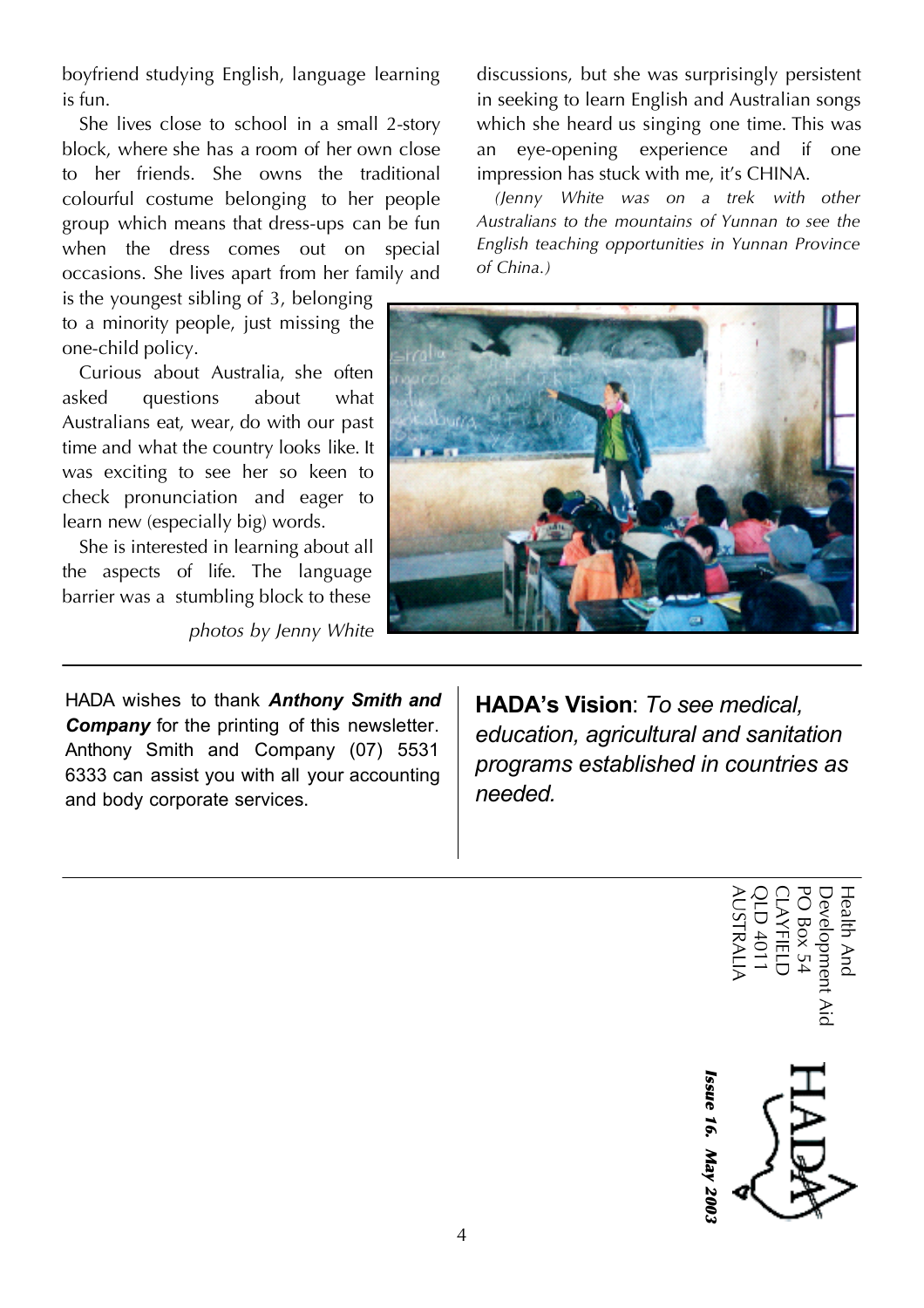boyfriend studying English, language learning is fun.

She lives close to school in a small 2-story block, where she has a room of her own close to her friends. She owns the traditional colourful costume belonging to her people group which means that dress-ups can be fun when the dress comes out on special occasions. She lives apart from her family and is the youngest sibling of 3, belonging to a minority people, just missing the one-child policy.

Curious about Australia, she often asked questions about what Australians eat, wear, do with our past time and what the country looks like. It was exciting to see her so keen to check pronunciation and eager to learn new (especially big) words.

She is interested in learning about all the aspects of life. The language barrier was a stumbling block to these discussions, but she was surprisingly persistent in seeking to learn English and Australian songs which she heard us singing one time. This was an eye-opening experience and if one impression has stuck with me, it's CHINA.

*(Jenny White was on a trek with other Australians to the mountains of Yunnan to see the English teaching opportunities in Yunnan Province of China.)*

*photos by Jenny White*

---

HADA wishes to thank ***Anthony Smith and Company*** for the printing of this newsletter. Anthony Smith and Company (07) 5531 6333 can assist you with all your accounting and body corporate services.

**HADA's Vision**: *To see medical, education, agricultural and sanitation programs established in countries as needed.*

---

Health And Development Aid
PO Box 54
CLAYFIELD
QLD 4011
AUSTRALIA

HADA

***Issue 16. May 2003***